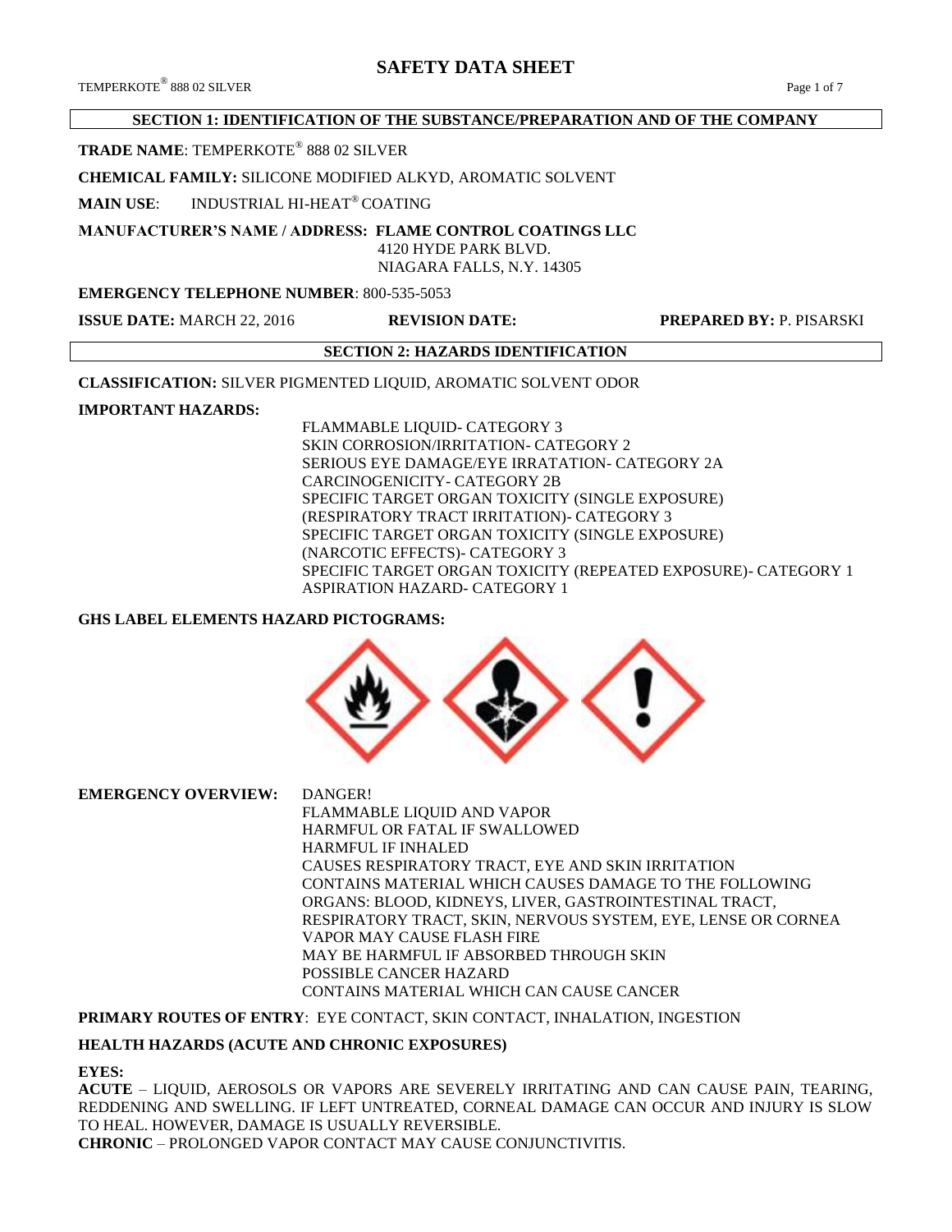# SAFETY DATA SHEET

## SECTION 1: IDENTIFICATION OF THE SUBSTANCE/PREPARATION AND OF THE COMPANY

**TRADE NAME**: TEMPERKOTE® 888 02 SILVER

**CHEMICAL FAMILY:** SILICONE MODIFIED ALKYD, AROMATIC SOLVENT

**MAIN USE**: INDUSTRIAL HI-HEAT® COATING

**MANUFACTURER'S NAME / ADDRESS: FLAME CONTROL COATINGS LLC**
4120 HYDE PARK BLVD.
NIAGARA FALLS, N.Y. 14305

**EMERGENCY TELEPHONE NUMBER**: 800-535-5053

**ISSUE DATE:** MARCH 22, 2016 **REVISION DATE:** **PREPARED BY:** P. PISARSKI

## SECTION 2: HAZARDS IDENTIFICATION

**CLASSIFICATION:** SILVER PIGMENTED LIQUID, AROMATIC SOLVENT ODOR

**IMPORTANT HAZARDS:**

FLAMMABLE LIQUID- CATEGORY 3
SKIN CORROSION/IRRITATION- CATEGORY 2
SERIOUS EYE DAMAGE/EYE IRRATATION- CATEGORY 2A
CARCINOGENICITY- CATEGORY 2B
SPECIFIC TARGET ORGAN TOXICITY (SINGLE EXPOSURE) (RESPIRATORY TRACT IRRITATION)- CATEGORY 3
SPECIFIC TARGET ORGAN TOXICITY (SINGLE EXPOSURE) (NARCOTIC EFFECTS)- CATEGORY 3
SPECIFIC TARGET ORGAN TOXICITY (REPEATED EXPOSURE)- CATEGORY 1
ASPIRATION HAZARD- CATEGORY 1

**GHS LABEL ELEMENTS HAZARD PICTOGRAMS:**

**EMERGENCY OVERVIEW:** DANGER!
FLAMMABLE LIQUID AND VAPOR
HARMFUL OR FATAL IF SWALLOWED
HARMFUL IF INHALED
CAUSES RESPIRATORY TRACT, EYE AND SKIN IRRITATION
CONTAINS MATERIAL WHICH CAUSES DAMAGE TO THE FOLLOWING ORGANS: BLOOD, KIDNEYS, LIVER, GASTROINTESTINAL TRACT, RESPIRATORY TRACT, SKIN, NERVOUS SYSTEM, EYE, LENSE OR CORNEA
VAPOR MAY CAUSE FLASH FIRE
MAY BE HARMFUL IF ABSORBED THROUGH SKIN
POSSIBLE CANCER HAZARD
CONTAINS MATERIAL WHICH CAN CAUSE CANCER

**PRIMARY ROUTES OF ENTRY**: EYE CONTACT, SKIN CONTACT, INHALATION, INGESTION

**HEALTH HAZARDS (ACUTE AND CHRONIC EXPOSURES)**

**EYES:**

**ACUTE** – LIQUID, AEROSOLS OR VAPORS ARE SEVERELY IRRITATING AND CAN CAUSE PAIN, TEARING, REDDENING AND SWELLING. IF LEFT UNTREATED, CORNEAL DAMAGE CAN OCCUR AND INJURY IS SLOW TO HEAL. HOWEVER, DAMAGE IS USUALLY REVERSIBLE.

**CHRONIC** – PROLONGED VAPOR CONTACT MAY CAUSE CONJUNCTIVITIS.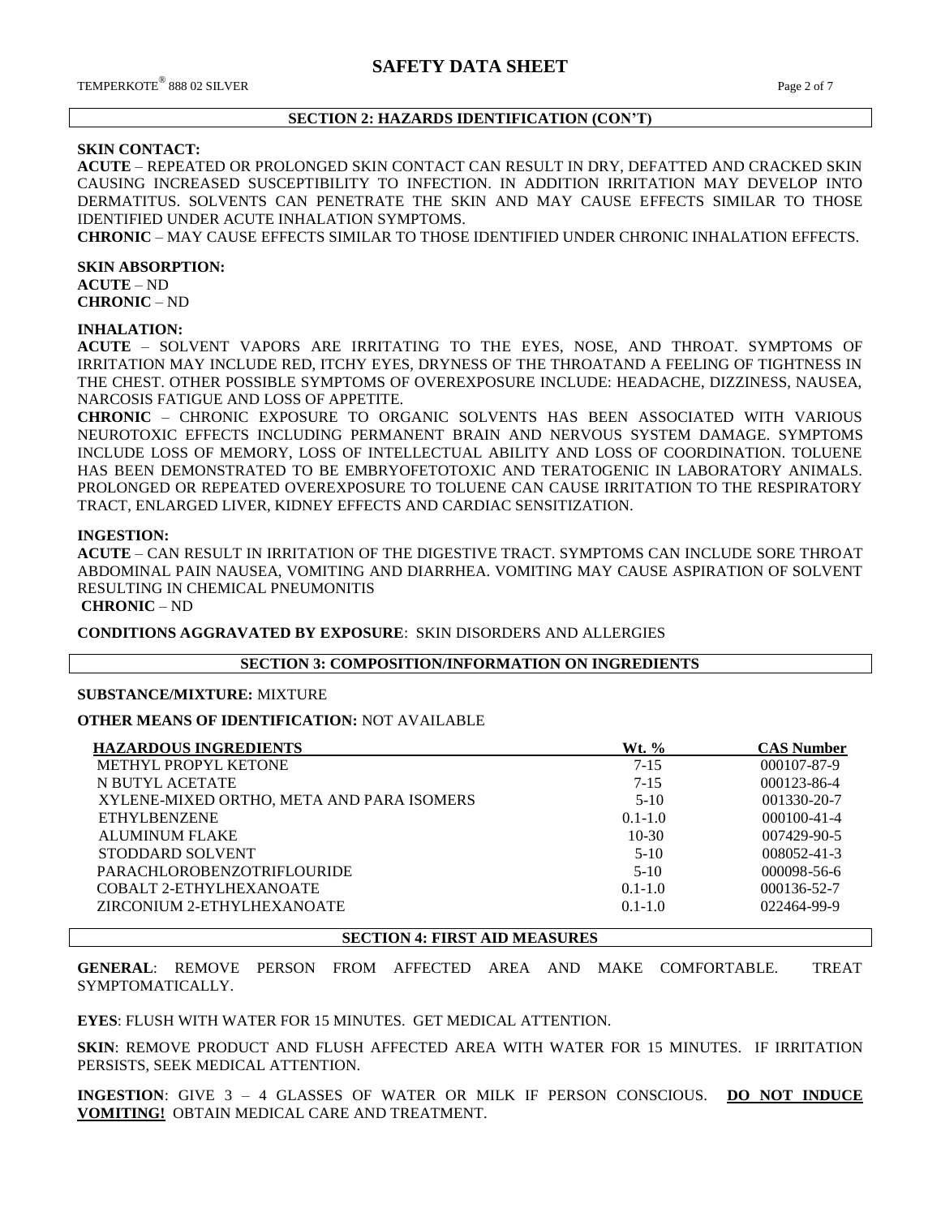## SECTION 2: HAZARDS IDENTIFICATION (CON'T)

**SKIN CONTACT:**

**ACUTE** – REPEATED OR PROLONGED SKIN CONTACT CAN RESULT IN DRY, DEFATTED AND CRACKED SKIN CAUSING INCREASED SUSCEPTIBILITY TO INFECTION. IN ADDITION IRRITATION MAY DEVELOP INTO DERMATITUS. SOLVENTS CAN PENETRATE THE SKIN AND MAY CAUSE EFFECTS SIMILAR TO THOSE IDENTIFIED UNDER ACUTE INHALATION SYMPTOMS.

**CHRONIC** – MAY CAUSE EFFECTS SIMILAR TO THOSE IDENTIFIED UNDER CHRONIC INHALATION EFFECTS.

**SKIN ABSORPTION:**

**ACUTE** – ND

**CHRONIC** – ND

**INHALATION:**

**ACUTE** – SOLVENT VAPORS ARE IRRITATING TO THE EYES, NOSE, AND THROAT. SYMPTOMS OF IRRITATION MAY INCLUDE RED, ITCHY EYES, DRYNESS OF THE THROATAND A FEELING OF TIGHTNESS IN THE CHEST. OTHER POSSIBLE SYMPTOMS OF OVEREXPOSURE INCLUDE: HEADACHE, DIZZINESS, NAUSEA, NARCOSIS FATIGUE AND LOSS OF APPETITE.

**CHRONIC** – CHRONIC EXPOSURE TO ORGANIC SOLVENTS HAS BEEN ASSOCIATED WITH VARIOUS NEUROTOXIC EFFECTS INCLUDING PERMANENT BRAIN AND NERVOUS SYSTEM DAMAGE. SYMPTOMS INCLUDE LOSS OF MEMORY, LOSS OF INTELLECTUAL ABILITY AND LOSS OF COORDINATION. TOLUENE HAS BEEN DEMONSTRATED TO BE EMBRYOFETOTOXIC AND TERATOGENIC IN LABORATORY ANIMALS. PROLONGED OR REPEATED OVEREXPOSURE TO TOLUENE CAN CAUSE IRRITATION TO THE RESPIRATORY TRACT, ENLARGED LIVER, KIDNEY EFFECTS AND CARDIAC SENSITIZATION.

**INGESTION:**

**ACUTE** – CAN RESULT IN IRRITATION OF THE DIGESTIVE TRACT. SYMPTOMS CAN INCLUDE SORE THROAT ABDOMINAL PAIN NAUSEA, VOMITING AND DIARRHEA. VOMITING MAY CAUSE ASPIRATION OF SOLVENT RESULTING IN CHEMICAL PNEUMONITIS

**CHRONIC** – ND

**CONDITIONS AGGRAVATED BY EXPOSURE**: SKIN DISORDERS AND ALLERGIES

## SECTION 3: COMPOSITION/INFORMATION ON INGREDIENTS

**SUBSTANCE/MIXTURE:** MIXTURE

**OTHER MEANS OF IDENTIFICATION:** NOT AVAILABLE

| HAZARDOUS INGREDIENTS | Wt. % | CAS Number |
|---|---|---|
| METHYL PROPYL KETONE | 7-15 | 000107-87-9 |
| N BUTYL ACETATE | 7-15 | 000123-86-4 |
| XYLENE-MIXED ORTHO, META AND PARA ISOMERS | 5-10 | 001330-20-7 |
| ETHYLBENZENE | 0.1-1.0 | 000100-41-4 |
| ALUMINUM FLAKE | 10-30 | 007429-90-5 |
| STODDARD SOLVENT | 5-10 | 008052-41-3 |
| PARACHLOROBENZOTRIFLOURIDE | 5-10 | 000098-56-6 |
| COBALT 2-ETHYLHEXANOATE | 0.1-1.0 | 000136-52-7 |
| ZIRCONIUM 2-ETHYLHEXANOATE | 0.1-1.0 | 022464-99-9 |

## SECTION 4: FIRST AID MEASURES

**GENERAL**: REMOVE PERSON FROM AFFECTED AREA AND MAKE COMFORTABLE. TREAT SYMPTOMATICALLY.

**EYES**: FLUSH WITH WATER FOR 15 MINUTES. GET MEDICAL ATTENTION.

**SKIN**: REMOVE PRODUCT AND FLUSH AFFECTED AREA WITH WATER FOR 15 MINUTES. IF IRRITATION PERSISTS, SEEK MEDICAL ATTENTION.

**INGESTION**: GIVE 3 – 4 GLASSES OF WATER OR MILK IF PERSON CONSCIOUS. **DO NOT INDUCE VOMITING!** OBTAIN MEDICAL CARE AND TREATMENT.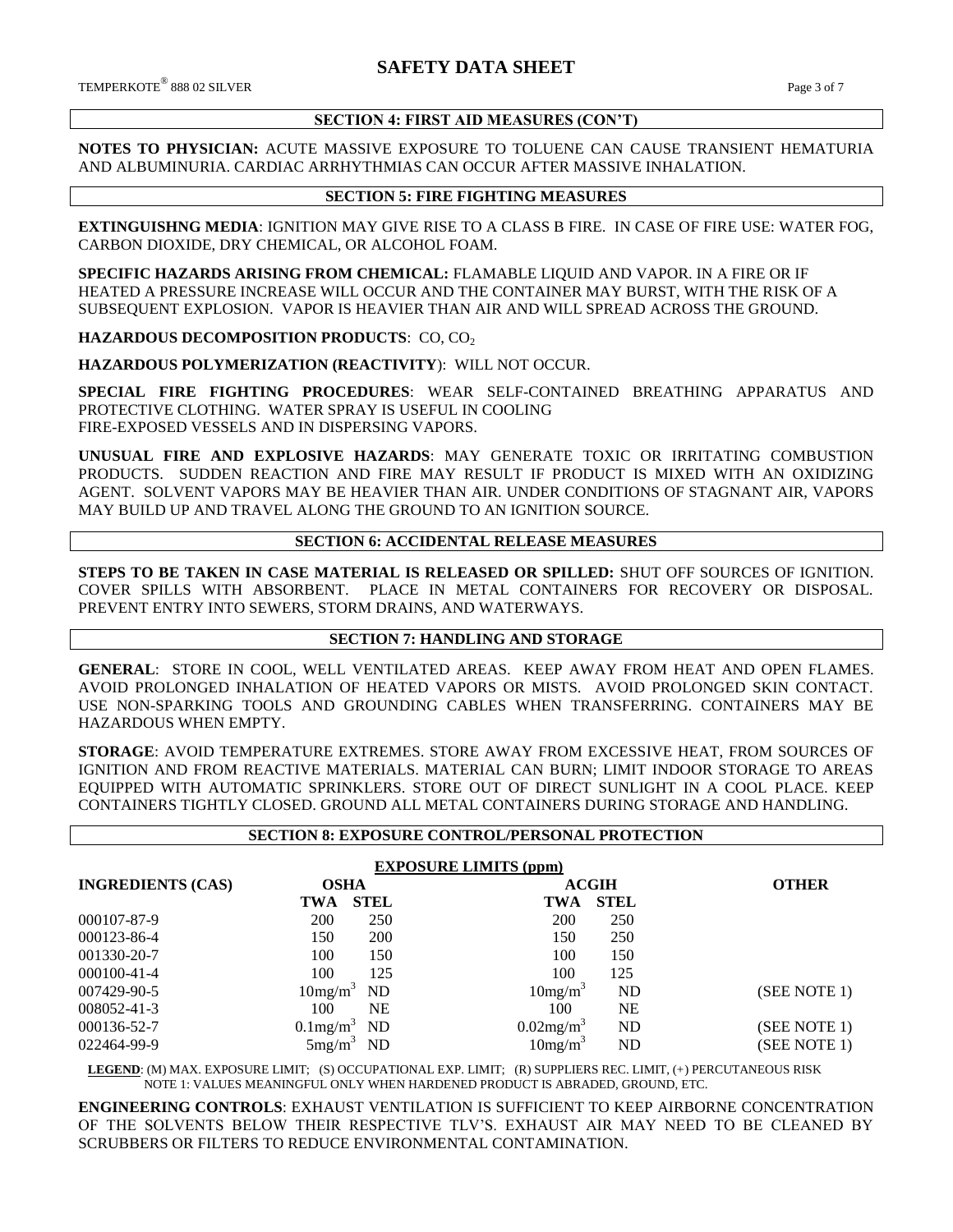## SECTION 4: FIRST AID MEASURES (CON'T)

**NOTES TO PHYSICIAN:** ACUTE MASSIVE EXPOSURE TO TOLUENE CAN CAUSE TRANSIENT HEMATURIA AND ALBUMINURIA. CARDIAC ARRHYTHMIAS CAN OCCUR AFTER MASSIVE INHALATION.

## SECTION 5: FIRE FIGHTING MEASURES

**EXTINGUISHNG MEDIA**: IGNITION MAY GIVE RISE TO A CLASS B FIRE. IN CASE OF FIRE USE: WATER FOG, CARBON DIOXIDE, DRY CHEMICAL, OR ALCOHOL FOAM.

**SPECIFIC HAZARDS ARISING FROM CHEMICAL:** FLAMABLE LIQUID AND VAPOR. IN A FIRE OR IF HEATED A PRESSURE INCREASE WILL OCCUR AND THE CONTAINER MAY BURST, WITH THE RISK OF A SUBSEQUENT EXPLOSION. VAPOR IS HEAVIER THAN AIR AND WILL SPREAD ACROSS THE GROUND.

**HAZARDOUS DECOMPOSITION PRODUCTS**: CO, $CO_2$

**HAZARDOUS POLYMERIZATION (REACTIVITY)**: WILL NOT OCCUR.

**SPECIAL FIRE FIGHTING PROCEDURES**: WEAR SELF-CONTAINED BREATHING APPARATUS AND PROTECTIVE CLOTHING. WATER SPRAY IS USEFUL IN COOLING FIRE-EXPOSED VESSELS AND IN DISPERSING VAPORS.

**UNUSUAL FIRE AND EXPLOSIVE HAZARDS**: MAY GENERATE TOXIC OR IRRITATING COMBUSTION PRODUCTS. SUDDEN REACTION AND FIRE MAY RESULT IF PRODUCT IS MIXED WITH AN OXIDIZING AGENT. SOLVENT VAPORS MAY BE HEAVIER THAN AIR. UNDER CONDITIONS OF STAGNANT AIR, VAPORS MAY BUILD UP AND TRAVEL ALONG THE GROUND TO AN IGNITION SOURCE.

## SECTION 6: ACCIDENTAL RELEASE MEASURES

**STEPS TO BE TAKEN IN CASE MATERIAL IS RELEASED OR SPILLED:** SHUT OFF SOURCES OF IGNITION. COVER SPILLS WITH ABSORBENT. PLACE IN METAL CONTAINERS FOR RECOVERY OR DISPOSAL. PREVENT ENTRY INTO SEWERS, STORM DRAINS, AND WATERWAYS.

## SECTION 7: HANDLING AND STORAGE

**GENERAL**: STORE IN COOL, WELL VENTILATED AREAS. KEEP AWAY FROM HEAT AND OPEN FLAMES. AVOID PROLONGED INHALATION OF HEATED VAPORS OR MISTS. AVOID PROLONGED SKIN CONTACT. USE NON-SPARKING TOOLS AND GROUNDING CABLES WHEN TRANSFERRING. CONTAINERS MAY BE HAZARDOUS WHEN EMPTY.

**STORAGE**: AVOID TEMPERATURE EXTREMES. STORE AWAY FROM EXCESSIVE HEAT, FROM SOURCES OF IGNITION AND FROM REACTIVE MATERIALS. MATERIAL CAN BURN; LIMIT INDOOR STORAGE TO AREAS EQUIPPED WITH AUTOMATIC SPRINKLERS. STORE OUT OF DIRECT SUNLIGHT IN A COOL PLACE. KEEP CONTAINERS TIGHTLY CLOSED. GROUND ALL METAL CONTAINERS DURING STORAGE AND HANDLING.

## SECTION 8: EXPOSURE CONTROL/PERSONAL PROTECTION

**EXPOSURE LIMITS (ppm)**

| INGREDIENTS (CAS) | OSHA | | ACGIH | | OTHER |
|---|---|---|---|---|---|
| | TWA | STEL | TWA | STEL | |
| 000107-87-9 | 200 | 250 | 200 | 250 | |
| 000123-86-4 | 150 | 200 | 150 | 250 | |
| 001330-20-7 | 100 | 150 | 100 | 150 | |
| 000100-41-4 | 100 | 125 | 100 | 125 | |
| 007429-90-5 | $10mg/m^3$ | ND | $10mg/m^3$ | ND | (SEE NOTE 1) |
| 008052-41-3 | 100 | NE | 100 | NE | |
| 000136-52-7 | $0.1mg/m^3$ | ND | $0.02mg/m^3$ | ND | (SEE NOTE 1) |
| 022464-99-9 | $5mg/m^3$ | ND | $10mg/m^3$ | ND | (SEE NOTE 1) |

**LEGEND**: (M) MAX. EXPOSURE LIMIT; (S) OCCUPATIONAL EXP. LIMIT; (R) SUPPLIERS REC. LIMIT, (+) PERCUTANEOUS RISK
NOTE 1: VALUES MEANINGFUL ONLY WHEN HARDENED PRODUCT IS ABRADED, GROUND, ETC.

**ENGINEERING CONTROLS**: EXHAUST VENTILATION IS SUFFICIENT TO KEEP AIRBORNE CONCENTRATION OF THE SOLVENTS BELOW THEIR RESPECTIVE TLV'S. EXHAUST AIR MAY NEED TO BE CLEANED BY SCRUBBERS OR FILTERS TO REDUCE ENVIRONMENTAL CONTAMINATION.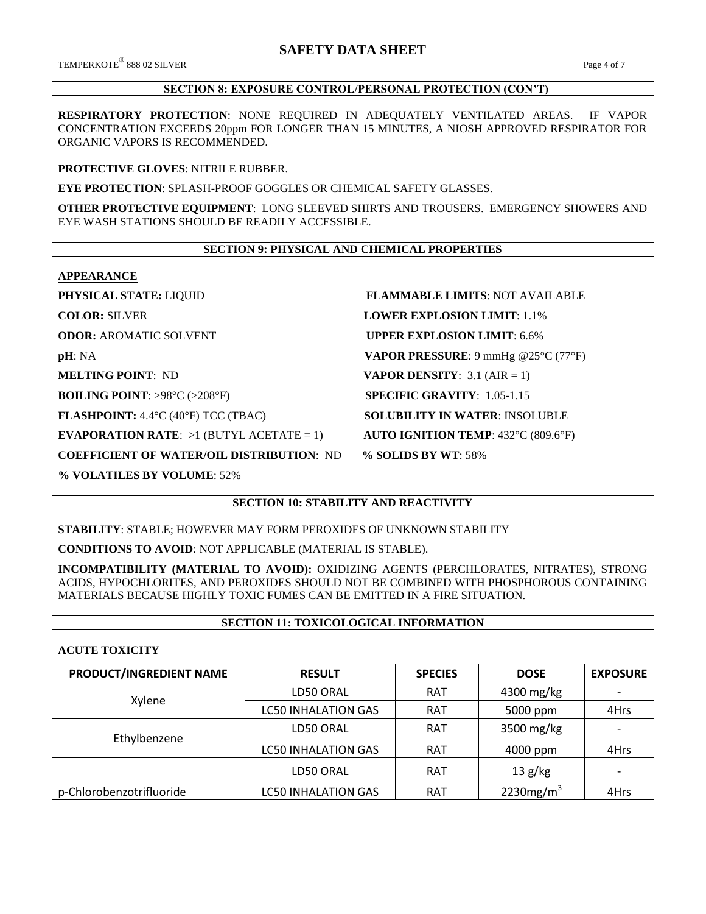## SECTION 8: EXPOSURE CONTROL/PERSONAL PROTECTION (CON'T)

**RESPIRATORY PROTECTION**: NONE REQUIRED IN ADEQUATELY VENTILATED AREAS. IF VAPOR CONCENTRATION EXCEEDS 20ppm FOR LONGER THAN 15 MINUTES, A NIOSH APPROVED RESPIRATOR FOR ORGANIC VAPORS IS RECOMMENDED.

**PROTECTIVE GLOVES**: NITRILE RUBBER.

**EYE PROTECTION**: SPLASH-PROOF GOGGLES OR CHEMICAL SAFETY GLASSES.

**OTHER PROTECTIVE EQUIPMENT**: LONG SLEEVED SHIRTS AND TROUSERS. EMERGENCY SHOWERS AND EYE WASH STATIONS SHOULD BE READILY ACCESSIBLE.

## SECTION 9: PHYSICAL AND CHEMICAL PROPERTIES

**APPEARANCE**

**PHYSICAL STATE:** LIQUID

**COLOR:** SILVER

**ODOR:** AROMATIC SOLVENT

**pH**: NA

**MELTING POINT**: ND

**BOILING POINT**: >98°C (>208°F)

**FLASHPOINT:** 4.4°C (40°F) TCC (TBAC)

**EVAPORATION RATE**: >1 (BUTYL ACETATE = 1)

**COEFFICIENT OF WATER/OIL DISTRIBUTION**: ND

**% VOLATILES BY VOLUME**: 52%

**FLAMMABLE LIMITS**: NOT AVAILABLE

**LOWER EXPLOSION LIMIT**: 1.1%

**UPPER EXPLOSION LIMIT**: 6.6%

**VAPOR PRESSURE**: 9 mmHg @25°C (77°F)

**VAPOR DENSITY**: 3.1 (AIR = 1)

**SPECIFIC GRAVITY**: 1.05-1.15

**SOLUBILITY IN WATER**: INSOLUBLE

**AUTO IGNITION TEMP**: 432°C (809.6°F)

**% SOLIDS BY WT**: 58%

## SECTION 10: STABILITY AND REACTIVITY

**STABILITY**: STABLE; HOWEVER MAY FORM PEROXIDES OF UNKNOWN STABILITY

**CONDITIONS TO AVOID**: NOT APPLICABLE (MATERIAL IS STABLE).

**INCOMPATIBILITY (MATERIAL TO AVOID):** OXIDIZING AGENTS (PERCHLORATES, NITRATES), STRONG ACIDS, HYPOCHLORITES, AND PEROXIDES SHOULD NOT BE COMBINED WITH PHOSPHOROUS CONTAINING MATERIALS BECAUSE HIGHLY TOXIC FUMES CAN BE EMITTED IN A FIRE SITUATION.

## SECTION 11: TOXICOLOGICAL INFORMATION

**ACUTE TOXICITY**

| PRODUCT/INGREDIENT NAME | RESULT | SPECIES | DOSE | EXPOSURE |
|---|---|---|---|---|
| Xylene | LD50 ORAL | RAT | 4300 mg/kg | - |
| | LC50 INHALATION GAS | RAT | 5000 ppm | 4Hrs |
| Ethylbenzene | LD50 ORAL | RAT | 3500 mg/kg | - |
| | LC50 INHALATION GAS | RAT | 4000 ppm | 4Hrs |
| p-Chlorobenzotrifluoride | LD50 ORAL | RAT | 13 g/kg | - |
| | LC50 INHALATION GAS | RAT | 2230mg/m$^3$ | 4Hrs |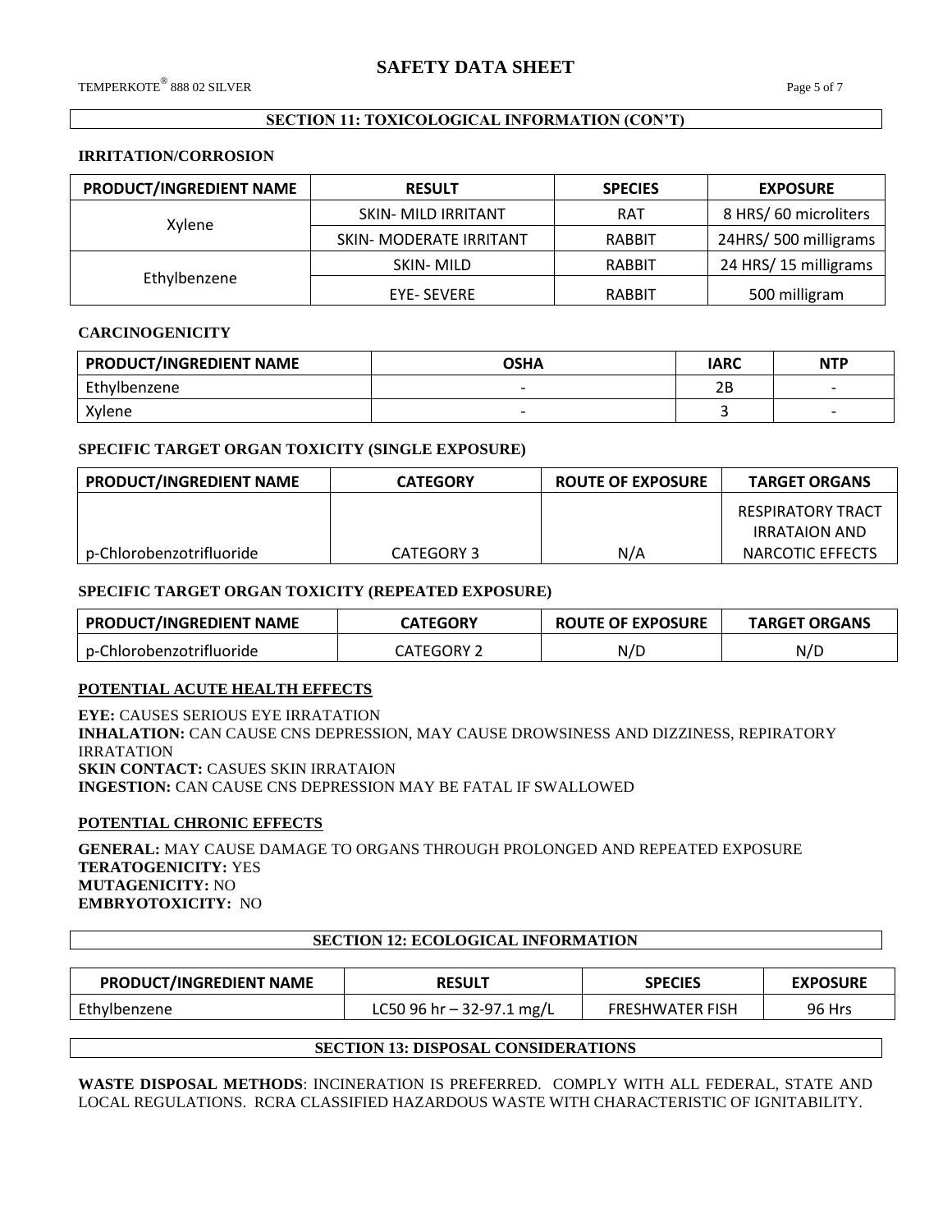## SECTION 11: TOXICOLOGICAL INFORMATION (CON'T)

### IRRITATION/CORROSION

| PRODUCT/INGREDIENT NAME | RESULT | SPECIES | EXPOSURE |
|---|---|---|---|
| Xylene | SKIN- MILD IRRITANT | RAT | 8 HRS/ 60 microliters |
| | SKIN- MODERATE IRRITANT | RABBIT | 24HRS/ 500 milligrams |
| Ethylbenzene | SKIN- MILD | RABBIT | 24 HRS/ 15 milligrams |
| | EYE- SEVERE | RABBIT | 500 milligram |

### CARCINOGENICITY

| PRODUCT/INGREDIENT NAME | OSHA | IARC | NTP |
|---|---|---|---|
| Ethylbenzene | - | 2B | - |
| Xylene | - | 3 | - |

### SPECIFIC TARGET ORGAN TOXICITY (SINGLE EXPOSURE)

| PRODUCT/INGREDIENT NAME | CATEGORY | ROUTE OF EXPOSURE | TARGET ORGANS |
|---|---|---|---|
| p-Chlorobenzotrifluoride | CATEGORY 3 | N/A | RESPIRATORY TRACT IRRATAION AND NARCOTIC EFFECTS |

### SPECIFIC TARGET ORGAN TOXICITY (REPEATED EXPOSURE)

| PRODUCT/INGREDIENT NAME | CATEGORY | ROUTE OF EXPOSURE | TARGET ORGANS |
|---|---|---|---|
| p-Chlorobenzotrifluoride | CATEGORY 2 | N/D | N/D |

### POTENTIAL ACUTE HEALTH EFFECTS

**EYE:** CAUSES SERIOUS EYE IRRATATION
**INHALATION:** CAN CAUSE CNS DEPRESSION, MAY CAUSE DROWSINESS AND DIZZINESS, REPIRATORY IRRATATION
**SKIN CONTACT:** CASUES SKIN IRRATAION
**INGESTION:** CAN CAUSE CNS DEPRESSION MAY BE FATAL IF SWALLOWED

### POTENTIAL CHRONIC EFFECTS

**GENERAL:** MAY CAUSE DAMAGE TO ORGANS THROUGH PROLONGED AND REPEATED EXPOSURE
**TERATOGENICITY:** YES
**MUTAGENICITY:** NO
**EMBRYOTOXICITY:** NO

## SECTION 12: ECOLOGICAL INFORMATION

| PRODUCT/INGREDIENT NAME | RESULT | SPECIES | EXPOSURE |
|---|---|---|---|
| Ethylbenzene | LC50 96 hr – 32-97.1 mg/L | FRESHWATER FISH | 96 Hrs |

## SECTION 13: DISPOSAL CONSIDERATIONS

**WASTE DISPOSAL METHODS**: INCINERATION IS PREFERRED. COMPLY WITH ALL FEDERAL, STATE AND LOCAL REGULATIONS. RCRA CLASSIFIED HAZARDOUS WASTE WITH CHARACTERISTIC OF IGNITABILITY.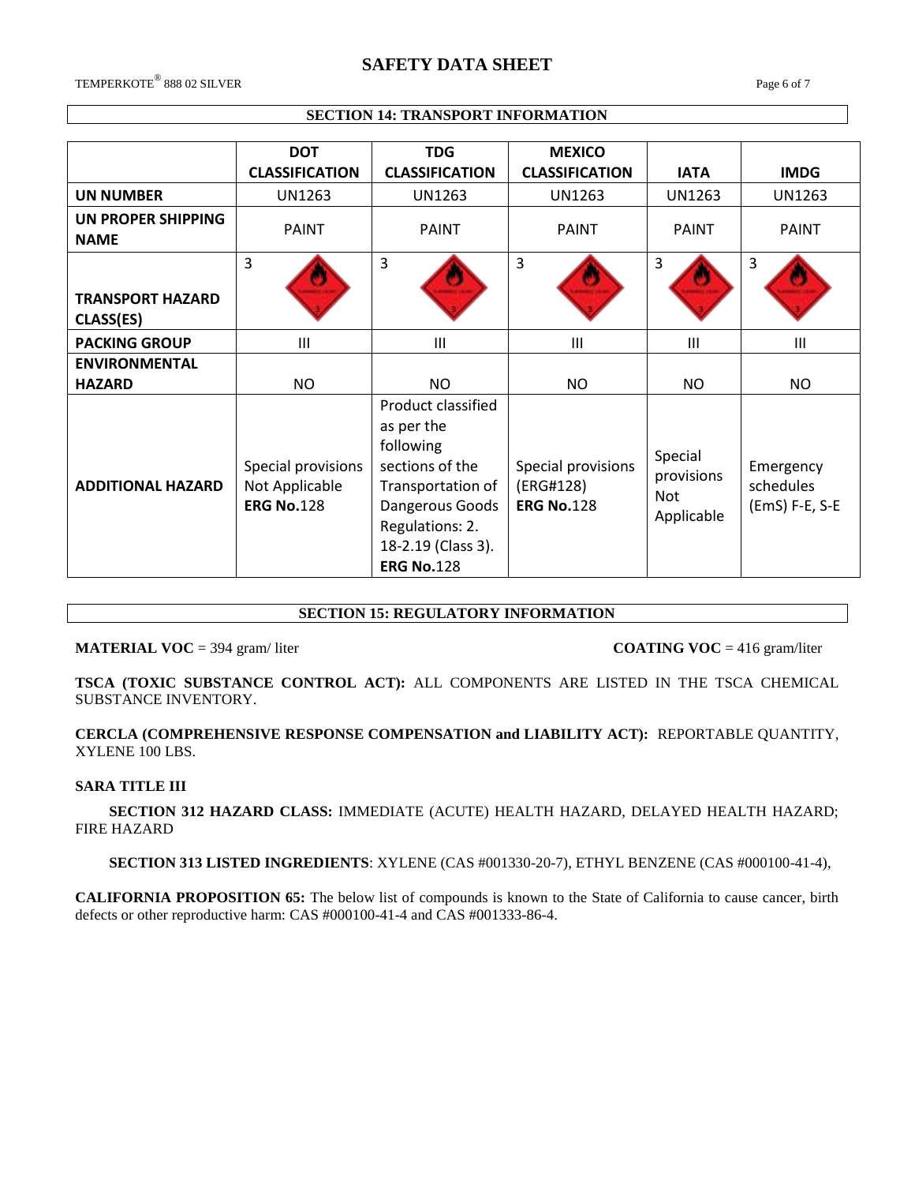## SECTION 14: TRANSPORT INFORMATION

| | DOT CLASSIFICATION | TDG CLASSIFICATION | MEXICO CLASSIFICATION | IATA | IMDG |
|---|---|---|---|---|---|
| **UN NUMBER** | UN1263 | UN1263 | UN1263 | UN1263 | UN1263 |
| **UN PROPER SHIPPING NAME** | PAINT | PAINT | PAINT | PAINT | PAINT |
| **TRANSPORT HAZARD CLASS(ES)** | 3 | 3 | 3 | 3 | 3 |
| **PACKING GROUP** | III | III | III | III | III |
| **ENVIRONMENTAL HAZARD** | NO | NO | NO | NO | NO |
| **ADDITIONAL HAZARD** | Special provisions Not Applicable **ERG No.**128 | Product classified as per the following sections of the Transportation of Dangerous Goods Regulations: 2. 18-2.19 (Class 3). **ERG No.**128 | Special provisions (ERG#128) **ERG No.**128 | Special provisions Not Applicable | Emergency schedules (EmS) F-E, S-E |

## SECTION 15: REGULATORY INFORMATION

**MATERIAL VOC** = 394 gram/ liter

**COATING VOC** = 416 gram/liter

**TSCA (TOXIC SUBSTANCE CONTROL ACT):** ALL COMPONENTS ARE LISTED IN THE TSCA CHEMICAL SUBSTANCE INVENTORY.

**CERCLA (COMPREHENSIVE RESPONSE COMPENSATION and LIABILITY ACT):** REPORTABLE QUANTITY, XYLENE 100 LBS.

**SARA TITLE III**

**SECTION 312 HAZARD CLASS:** IMMEDIATE (ACUTE) HEALTH HAZARD, DELAYED HEALTH HAZARD; FIRE HAZARD

**SECTION 313 LISTED INGREDIENTS**: XYLENE (CAS #001330-20-7), ETHYL BENZENE (CAS #000100-41-4),

**CALIFORNIA PROPOSITION 65:** The below list of compounds is known to the State of California to cause cancer, birth defects or other reproductive harm: CAS #000100-41-4 and CAS #001333-86-4.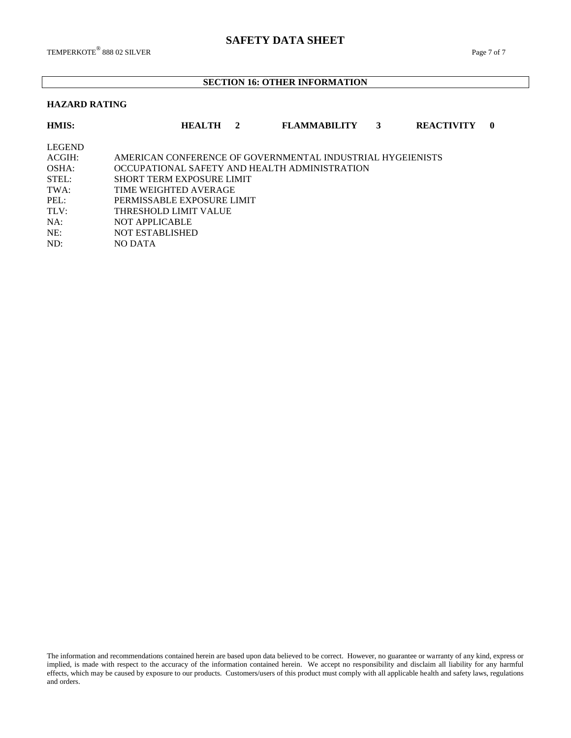## SECTION 16: OTHER INFORMATION

**HAZARD RATING**

**HMIS:** **HEALTH 2** **FLAMMABILITY 3** **REACTIVITY 0**

LEGEND

| | |
|---|---|
| ACGIH: | AMERICAN CONFERENCE OF GOVERNMENTAL INDUSTRIAL HYGEIENISTS |
| OSHA: | OCCUPATIONAL SAFETY AND HEALTH ADMINISTRATION |
| STEL: | SHORT TERM EXPOSURE LIMIT |
| TWA: | TIME WEIGHTED AVERAGE |
| PEL: | PERMISSABLE EXPOSURE LIMIT |
| TLV: | THRESHOLD LIMIT VALUE |
| NA: | NOT APPLICABLE |
| NE: | NOT ESTABLISHED |
| ND: | NO DATA |

The information and recommendations contained herein are based upon data believed to be correct. However, no guarantee or warranty of any kind, express or implied, is made with respect to the accuracy of the information contained herein. We accept no responsibility and disclaim all liability for any harmful effects, which may be caused by exposure to our products. Customers/users of this product must comply with all applicable health and safety laws, regulations and orders.